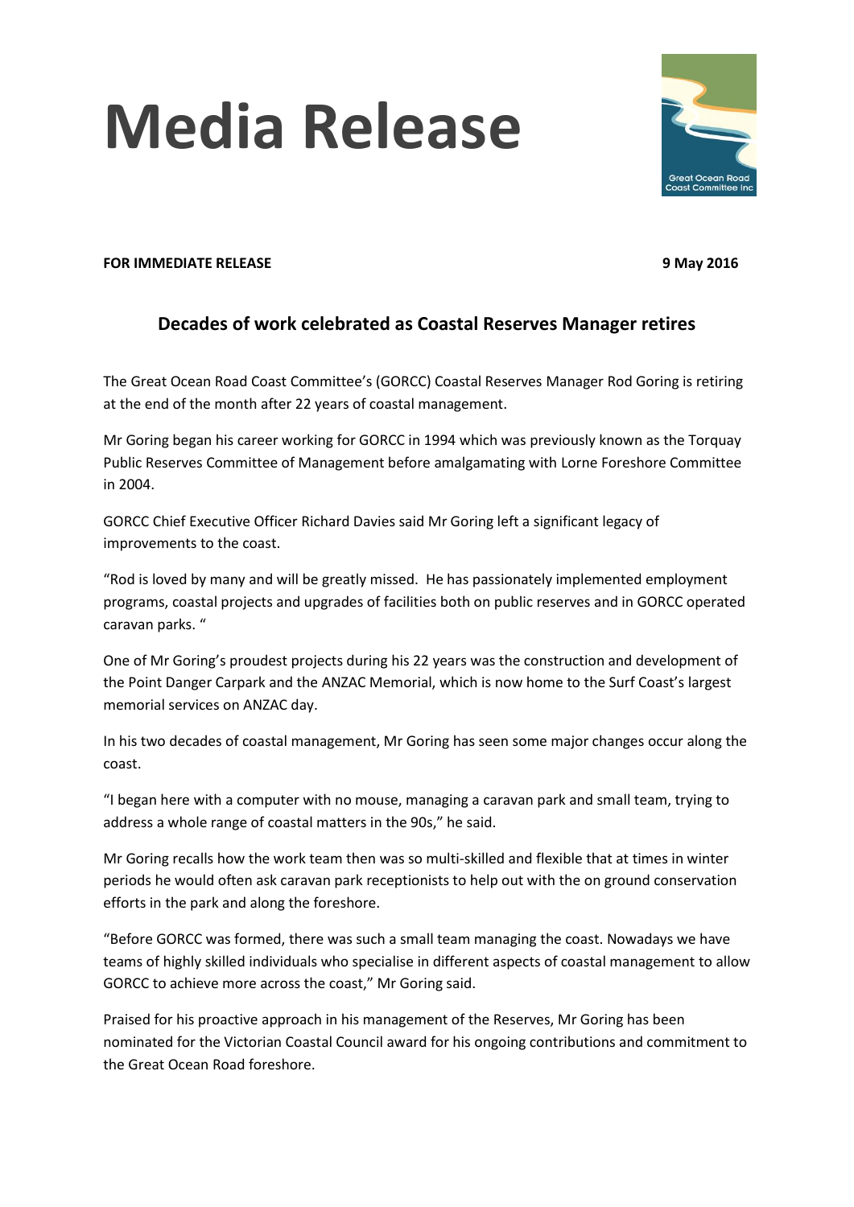# Media Release

**FOR IMMEDIATE RELEASE** **9 May 2016**

## Decades of work celebrated as Coastal Reserves Manager retires

The Great Ocean Road Coast Committee's (GORCC) Coastal Reserves Manager Rod Goring is retiring at the end of the month after 22 years of coastal management.

Mr Goring began his career working for GORCC in 1994 which was previously known as the Torquay Public Reserves Committee of Management before amalgamating with Lorne Foreshore Committee in 2004.

GORCC Chief Executive Officer Richard Davies said Mr Goring left a significant legacy of improvements to the coast.

"Rod is loved by many and will be greatly missed. He has passionately implemented employment programs, coastal projects and upgrades of facilities both on public reserves and in GORCC operated caravan parks. "

One of Mr Goring's proudest projects during his 22 years was the construction and development of the Point Danger Carpark and the ANZAC Memorial, which is now home to the Surf Coast's largest memorial services on ANZAC day.

In his two decades of coastal management, Mr Goring has seen some major changes occur along the coast.

"I began here with a computer with no mouse, managing a caravan park and small team, trying to address a whole range of coastal matters in the 90s," he said.

Mr Goring recalls how the work team then was so multi-skilled and flexible that at times in winter periods he would often ask caravan park receptionists to help out with the on ground conservation efforts in the park and along the foreshore.

"Before GORCC was formed, there was such a small team managing the coast. Nowadays we have teams of highly skilled individuals who specialise in different aspects of coastal management to allow GORCC to achieve more across the coast," Mr Goring said.

Praised for his proactive approach in his management of the Reserves, Mr Goring has been nominated for the Victorian Coastal Council award for his ongoing contributions and commitment to the Great Ocean Road foreshore.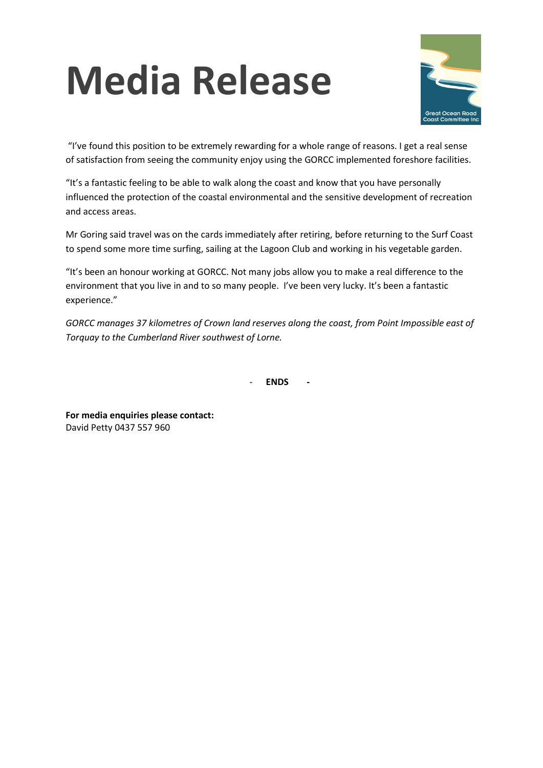# Media Release

"I've found this position to be extremely rewarding for a whole range of reasons. I get a real sense of satisfaction from seeing the community enjoy using the GORCC implemented foreshore facilities.

"It's a fantastic feeling to be able to walk along the coast and know that you have personally influenced the protection of the coastal environmental and the sensitive development of recreation and access areas.

Mr Goring said travel was on the cards immediately after retiring, before returning to the Surf Coast to spend some more time surfing, sailing at the Lagoon Club and working in his vegetable garden.

"It's been an honour working at GORCC. Not many jobs allow you to make a real difference to the environment that you live in and to so many people. I've been very lucky. It's been a fantastic experience."

*GORCC manages 37 kilometres of Crown land reserves along the coast, from Point Impossible east of Torquay to the Cumberland River southwest of Lorne.*

- **ENDS -**

**For media enquiries please contact:**
David Petty 0437 557 960